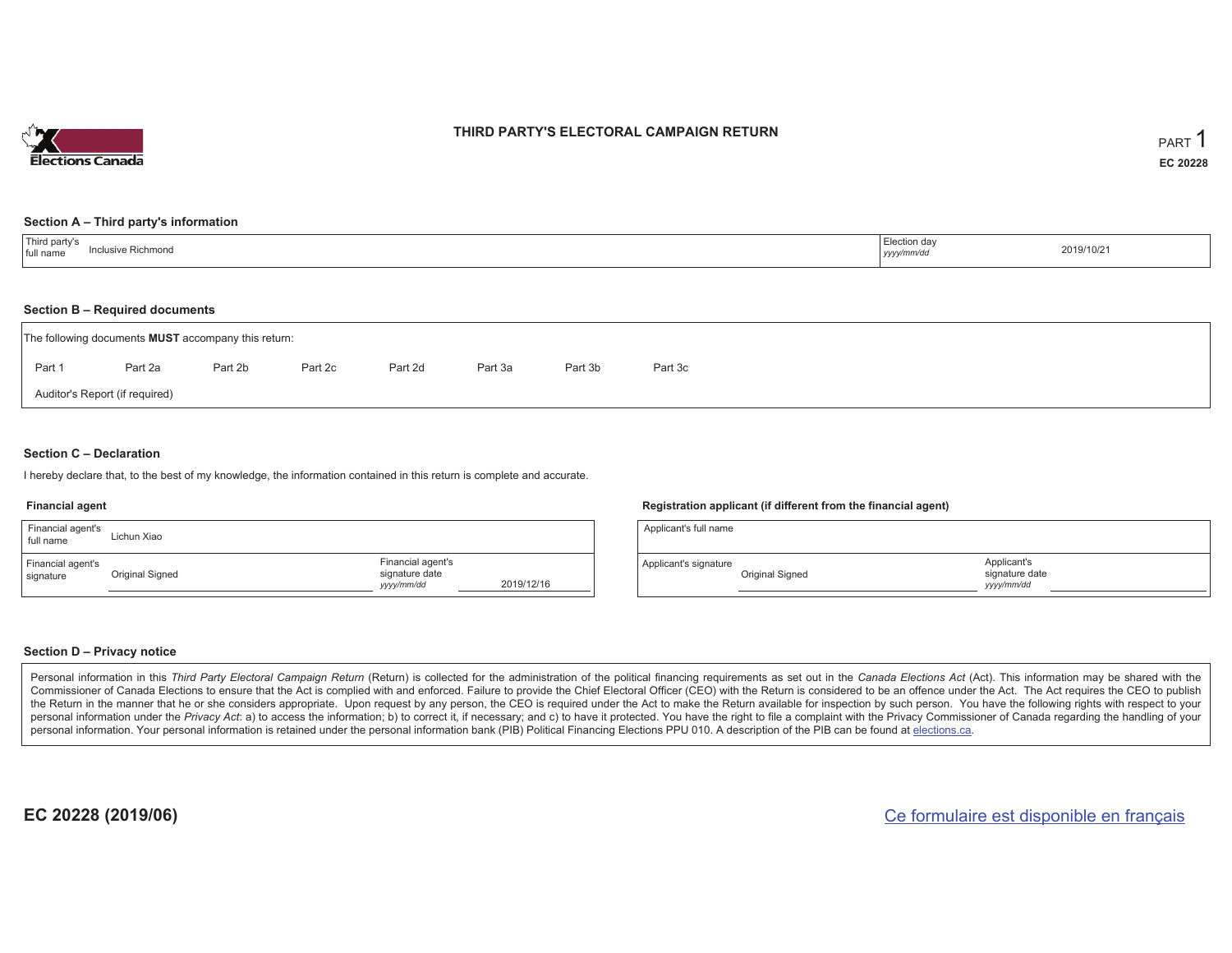# THIRD PARTY'S ELECTORAL CAMPAIGN RETURN

PART 1

**EC 20228**

## Section A – Third party's information

| Third party's full name | Inclusive Richmond | Election day *yyyy/mm/dd* | 2019/10/21 |
|---|---|---|---|

## Section B – Required documents

The following documents **MUST** accompany this return:

Part 1 Part 2a Part 2b Part 2c Part 2d Part 3a Part 3b Part 3c

Auditor's Report (if required)

## Section C – Declaration

I hereby declare that, to the best of my knowledge, the information contained in this return is complete and accurate.

### Financial agent

| Financial agent's full name | Lichun Xiao | | |
|---|---|---|---|
| Financial agent's signature | Original Signed | Financial agent's signature date *yyyy/mm/dd* | 2019/12/16 |

### Registration applicant (if different from the financial agent)

| Applicant's full name | | | |
|---|---|---|---|
| Applicant's signature | Original Signed | Applicant's signature date *yyyy/mm/dd* | |

## Section D – Privacy notice

Personal information in this *Third Party Electoral Campaign Return* (Return) is collected for the administration of the political financing requirements as set out in the *Canada Elections Act* (Act). This information may be shared with the Commissioner of Canada Elections to ensure that the Act is complied with and enforced. Failure to provide the Chief Electoral Officer (CEO) with the Return is considered to be an offence under the Act. The Act requires the CEO to publish the Return in the manner that he or she considers appropriate. Upon request by any person, the CEO is required under the Act to make the Return available for inspection by such person. You have the following rights with respect to your personal information under the *Privacy Act*: a) to access the information; b) to correct it, if necessary; and c) to have it protected. You have the right to file a complaint with the Privacy Commissioner of Canada regarding the handling of your personal information. Your personal information is retained under the personal information bank (PIB) Political Financing Elections PPU 010. A description of the PIB can be found at elections.ca.

**EC 20228 (2019/06)**

Ce formulaire est disponible en français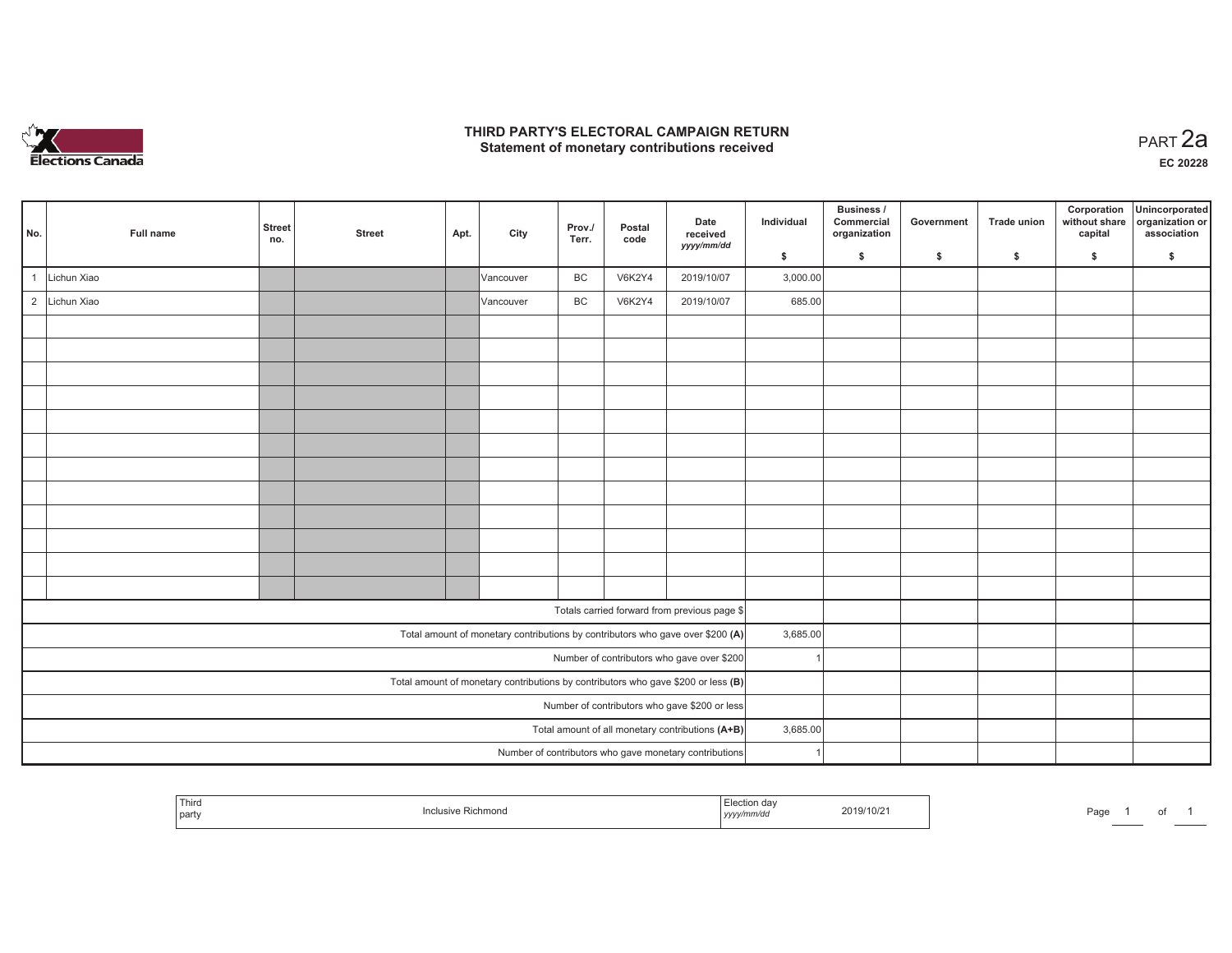# THIRD PARTY'S ELECTORAL CAMPAIGN RETURN
## Statement of monetary contributions received

PART 2a

EC 20228

| No. | Full name | Street no. | Street | Apt. | City | Prov./ Terr. | Postal code | Date received yyyy/mm/dd | Individual $ | Business / Commercial organization $ | Government $ | Trade union $ | Corporation without share capital $ | Unincorporated organization or association $ |
|---|---|---|---|---|---|---|---|---|---|---|---|---|---|---|
| 1 | Lichun Xiao | | | | Vancouver | BC | V6K2Y4 | 2019/10/07 | 3,000.00 | | | | | |
| 2 | Lichun Xiao | | | | Vancouver | BC | V6K2Y4 | 2019/10/07 | 685.00 | | | | | |
| | | | | | | | | | | | | | | |
| | | | | | | | | | | | | | | |
| | | | | | | | | | | | | | | |
| | | | | | | | | | | | | | | |
| | | | | | | | | | | | | | | |
| | | | | | | | | | | | | | | |
| | | | | | | | | | | | | | | |
| | | | | | | | | | | | | | | |
| | | | | | | | | | | | | | | |
| | | | | | | | | | | | | | | |
| | | | | | | | | | | | | | | |
| | | | | | | | | | | | | | | |
| Totals carried forward from previous page $ | | | | | | | | | | | | | | |
| Total amount of monetary contributions by contributors who gave over $200 (A) | | | | | | | | | 3,685.00 | | | | | |
| Number of contributors who gave over $200 | | | | | | | | | 1 | | | | | |
| Total amount of monetary contributions by contributors who gave $200 or less (B) | | | | | | | | | | | | | | |
| Number of contributors who gave $200 or less | | | | | | | | | | | | | | |
| Total amount of all monetary contributions (A+B) | | | | | | | | | 3,685.00 | | | | | |
| Number of contributors who gave monetary contributions | | | | | | | | | 1 | | | | | |

| Third party | Inclusive Richmond | Election day yyyy/mm/dd | 2019/10/21 |
|---|---|---|---|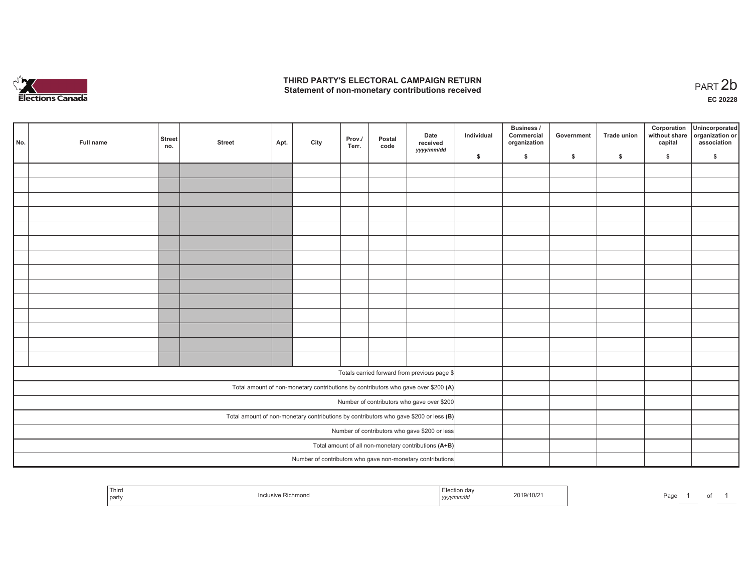# THIRD PARTY'S ELECTORAL CAMPAIGN RETURN
## Statement of non-monetary contributions received

PART 2b

EC 20228

| No. | Full name | Street no. | Street | Apt. | City | Prov./ Terr. | Postal code | Date received yyyy/mm/dd | Individual $ | Business / Commercial organization $ | Government $ | Trade union $ | Corporation without share capital $ | Unincorporated organization or association $ |
|---|---|---|---|---|---|---|---|---|---|---|---|---|---|---|
| | | | | | | | | | | | | | | |
| | | | | | | | | | | | | | | |
| | | | | | | | | | | | | | | |
| | | | | | | | | | | | | | | |
| | | | | | | | | | | | | | | |
| | | | | | | | | | | | | | | |
| | | | | | | | | | | | | | | |
| | | | | | | | | | | | | | | |
| | | | | | | | | | | | | | | |
| | | | | | | | | | | | | | | |
| | | | | | | | | | | | | | | |
| | | | | | | | | | | | | | | |
| | | | | | | | | | | | | | | |
| | | | | | | | | | | | | | | |
| Totals carried forward from previous page $ | | | | | | | | | | | | | | |
| Total amount of non-monetary contributions by contributors who gave over $200 **(A)** | | | | | | | | | | | | | | |
| Number of contributors who gave over $200 | | | | | | | | | | | | | | |
| Total amount of non-monetary contributions by contributors who gave $200 or less **(B)** | | | | | | | | | | | | | | |
| Number of contributors who gave $200 or less | | | | | | | | | | | | | | |
| Total amount of all non-monetary contributions **(A+B)** | | | | | | | | | | | | | | |
| Number of contributors who gave non-monetary contributions | | | | | | | | | | | | | | |

| Third party | Inclusive Richmond | Election day yyyy/mm/dd | 2019/10/21 |
|---|---|---|---|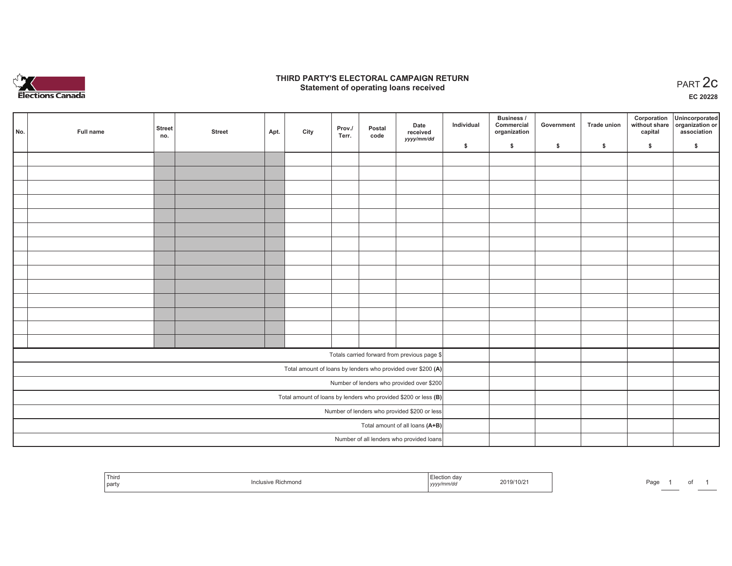# THIRD PARTY'S ELECTORAL CAMPAIGN RETURN
## Statement of operating loans received

PART 2c

EC 20228

| No. | Full name | Street no. | Street | Apt. | City | Prov./ Terr. | Postal code | Date received yyyy/mm/dd | Individual $ | Business / Commercial organization $ | Government $ | Trade union $ | Corporation without share capital $ | Unincorporated organization or association $ |
|---|---|---|---|---|---|---|---|---|---|---|---|---|---|---|
| | | | | | | | | | | | | | | |
| | | | | | | | | | | | | | | |
| | | | | | | | | | | | | | | |
| | | | | | | | | | | | | | | |
| | | | | | | | | | | | | | | |
| | | | | | | | | | | | | | | |
| | | | | | | | | | | | | | | |
| | | | | | | | | | | | | | | |
| | | | | | | | | | | | | | | |
| | | | | | | | | | | | | | | |
| | | | | | | | | | | | | | | |
| | | | | | | | | | | | | | | |
| | | | | | | | | | | | | | | |
| | | | | | | | | | | | | | | |
| Totals carried forward from previous page $ | | | | | | | | | | | | | | |
| Total amount of loans by lenders who provided over $200 **(A)** | | | | | | | | | | | | | | |
| Number of lenders who provided over $200 | | | | | | | | | | | | | | |
| Total amount of loans by lenders who provided $200 or less **(B)** | | | | | | | | | | | | | | |
| Number of lenders who provided $200 or less | | | | | | | | | | | | | | |
| Total amount of all loans **(A+B)** | | | | | | | | | | | | | | |
| Number of all lenders who provided loans | | | | | | | | | | | | | | |

| Third party | Inclusive Richmond | Election day yyyy/mm/dd | 2019/10/21 |
|---|---|---|---|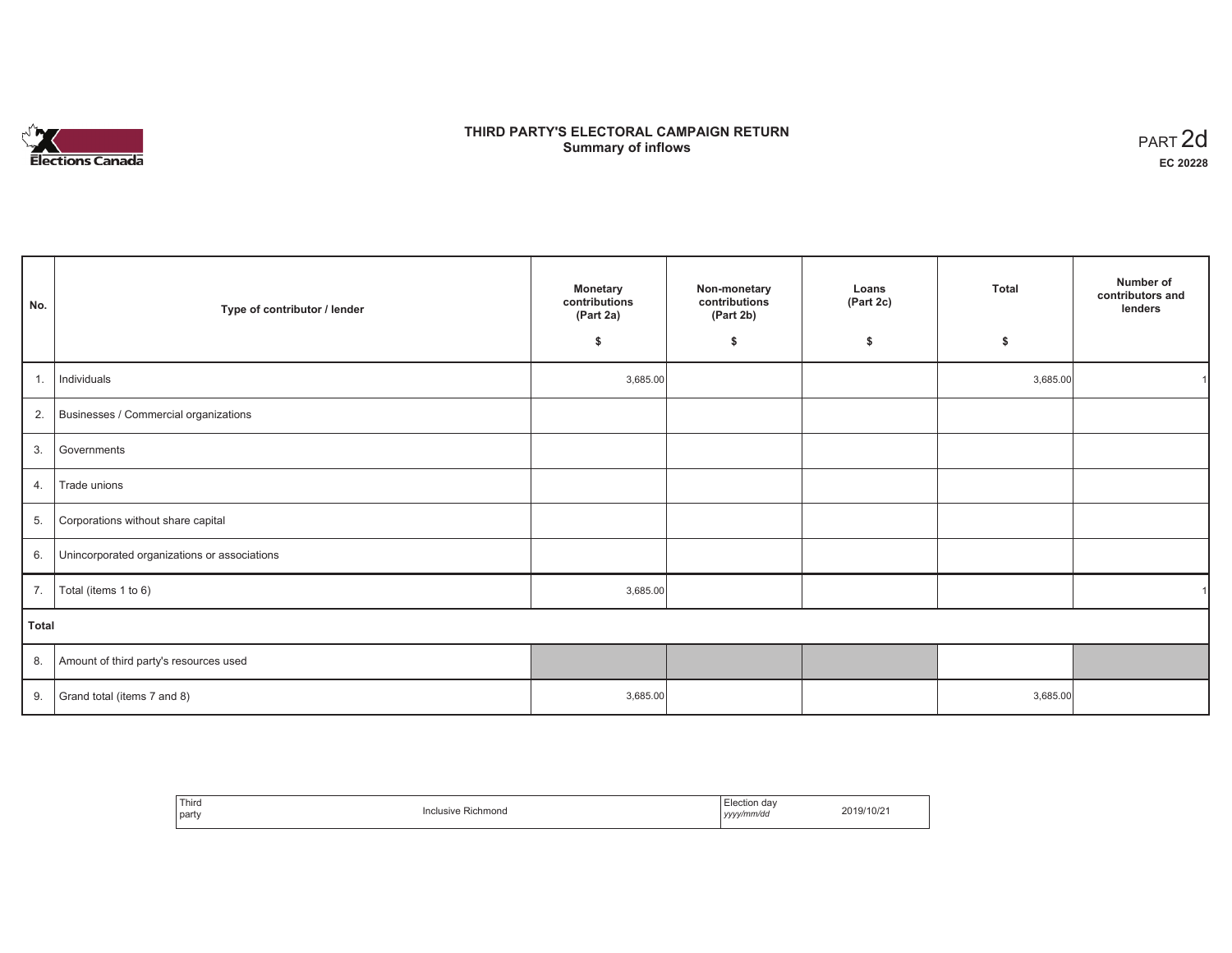# THIRD PARTY'S ELECTORAL CAMPAIGN RETURN
## Summary of inflows

PART 2d

**EC 20228**

| No. | Type of contributor / lender | Monetary contributions (Part 2a) $ | Non-monetary contributions (Part 2b) $ | Loans (Part 2c) $ | Total $ | Number of contributors and lenders |
|---|---|---|---|---|---|---|
| 1. | Individuals | 3,685.00 | | | 3,685.00 | 1 |
| 2. | Businesses / Commercial organizations | | | | | |
| 3. | Governments | | | | | |
| 4. | Trade unions | | | | | |
| 5. | Corporations without share capital | | | | | |
| 6. | Unincorporated organizations or associations | | | | | |
| 7. | Total (items 1 to 6) | 3,685.00 | | | | 1 |
| **Total** | | | | | | |
| 8. | Amount of third party's resources used | | | | | |
| 9. | Grand total (items 7 and 8) | 3,685.00 | | | 3,685.00 | |

| Third party | Inclusive Richmond | Election day *yyyy/mm/dd* | 2019/10/21 |
|---|---|---|---|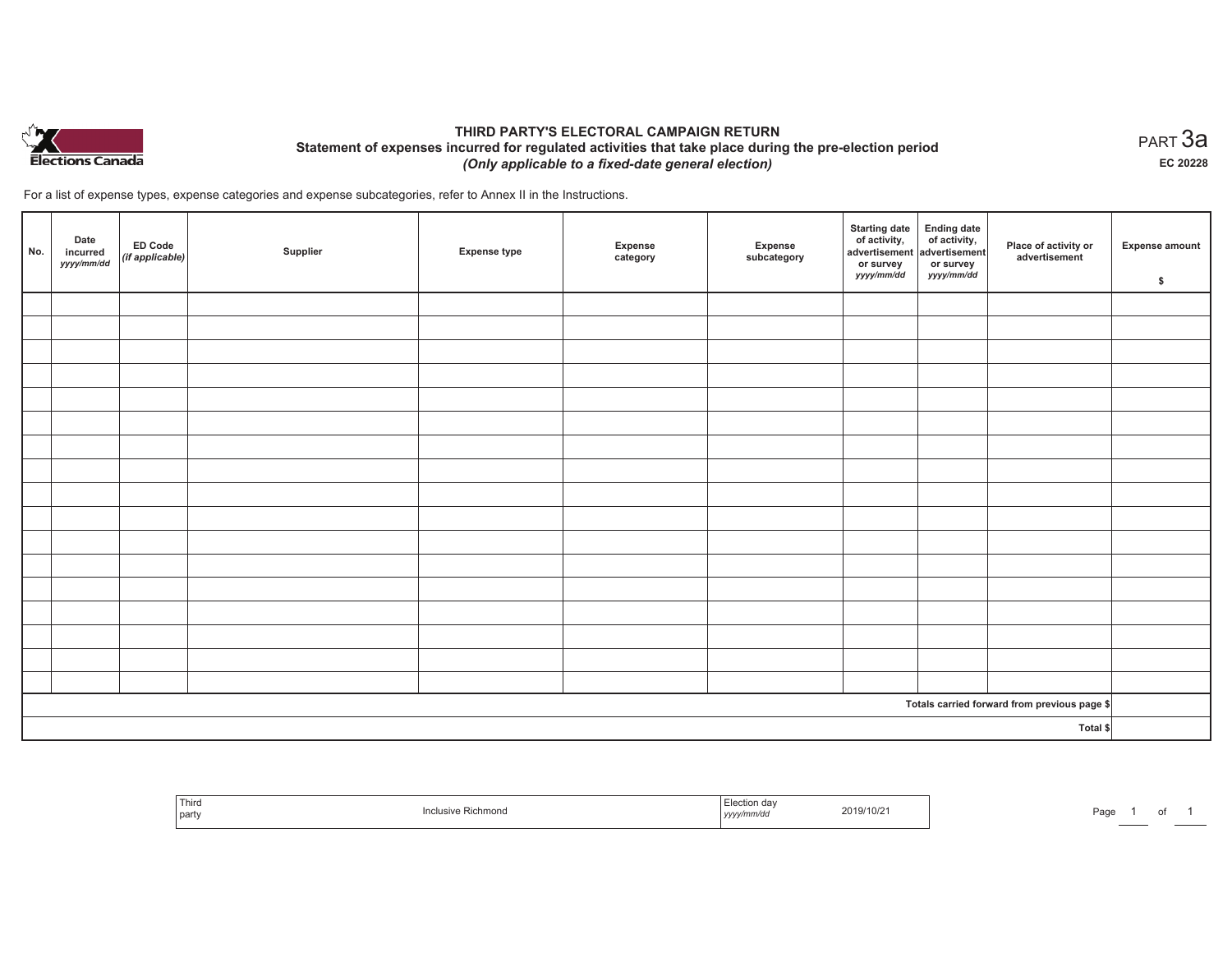# THIRD PARTY'S ELECTORAL CAMPAIGN RETURN

## Statement of expenses incurred for regulated activities that take place during the pre-election period

*(Only applicable to a fixed-date general election)*

PART 3a

EC 20228

For a list of expense types, expense categories and expense subcategories, refer to Annex II in the Instructions.

| No. | Date incurred *yyyy/mm/dd* | ED Code *(if applicable)* | Supplier | Expense type | Expense category | Expense subcategory | Starting date of activity, advertisement or survey *yyyy/mm/dd* | Ending date of activity, advertisement or survey *yyyy/mm/dd* | Place of activity or advertisement | Expense amount $ |
|---|---|---|---|---|---|---|---|---|---|---|
| | | | | | | | | | | |
| | | | | | | | | | | |
| | | | | | | | | | | |
| | | | | | | | | | | |
| | | | | | | | | | | |
| | | | | | | | | | | |
| | | | | | | | | | | |
| | | | | | | | | | | |
| | | | | | | | | | | |
| | | | | | | | | | | |
| | | | | | | | | | | |
| | | | | | | | | | | |
| | | | | | | | | | | |
| | | | | | | | | | | |
| | | | | | | | | | | |
| | | | | | | | | | | |
| | | | | | | | | | | |
| | | | | | | | | | Totals carried forward from previous page $ | |
| | | | | | | | | | Total $ | |

| Third party | Inclusive Richmond | Election day *yyyy/mm/dd* | 2019/10/21 |
|---|---|---|---|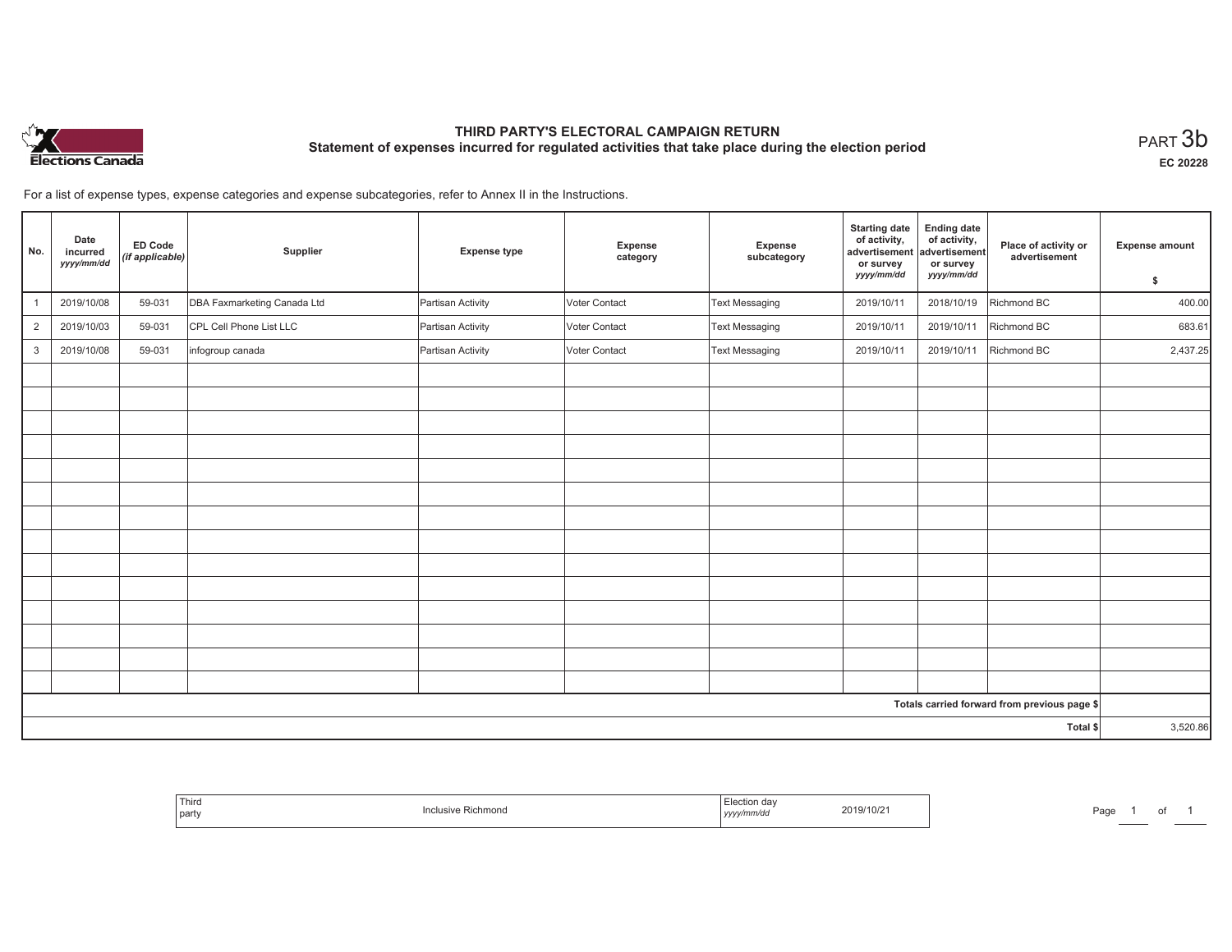# THIRD PARTY'S ELECTORAL CAMPAIGN RETURN

## Statement of expenses incurred for regulated activities that take place during the election period

PART 3b

EC 20228

For a list of expense types, expense categories and expense subcategories, refer to Annex II in the Instructions.

| No. | Date incurred *yyyy/mm/dd* | ED Code *(if applicable)* | Supplier | Expense type | Expense category | Expense subcategory | Starting date of activity, advertisement or survey *yyyy/mm/dd* | Ending date of activity, advertisement or survey *yyyy/mm/dd* | Place of activity or advertisement | Expense amount $ |
|---|---|---|---|---|---|---|---|---|---|---|
| 1 | 2019/10/08 | 59-031 | DBA Faxmarketing Canada Ltd | Partisan Activity | Voter Contact | Text Messaging | 2019/10/11 | 2018/10/19 | Richmond BC | 400.00 |
| 2 | 2019/10/03 | 59-031 | CPL Cell Phone List LLC | Partisan Activity | Voter Contact | Text Messaging | 2019/10/11 | 2019/10/11 | Richmond BC | 683.61 |
| 3 | 2019/10/08 | 59-031 | infogroup canada | Partisan Activity | Voter Contact | Text Messaging | 2019/10/11 | 2019/10/11 | Richmond BC | 2,437.25 |
| | | | | | | | | | | |
| | | | | | | | | | Totals carried forward from previous page $ | |
| | | | | | | | | | Total $ | 3,520.86 |

| Third party | Inclusive Richmond | Election day *yyyy/mm/dd* | 2019/10/21 |
|---|---|---|---|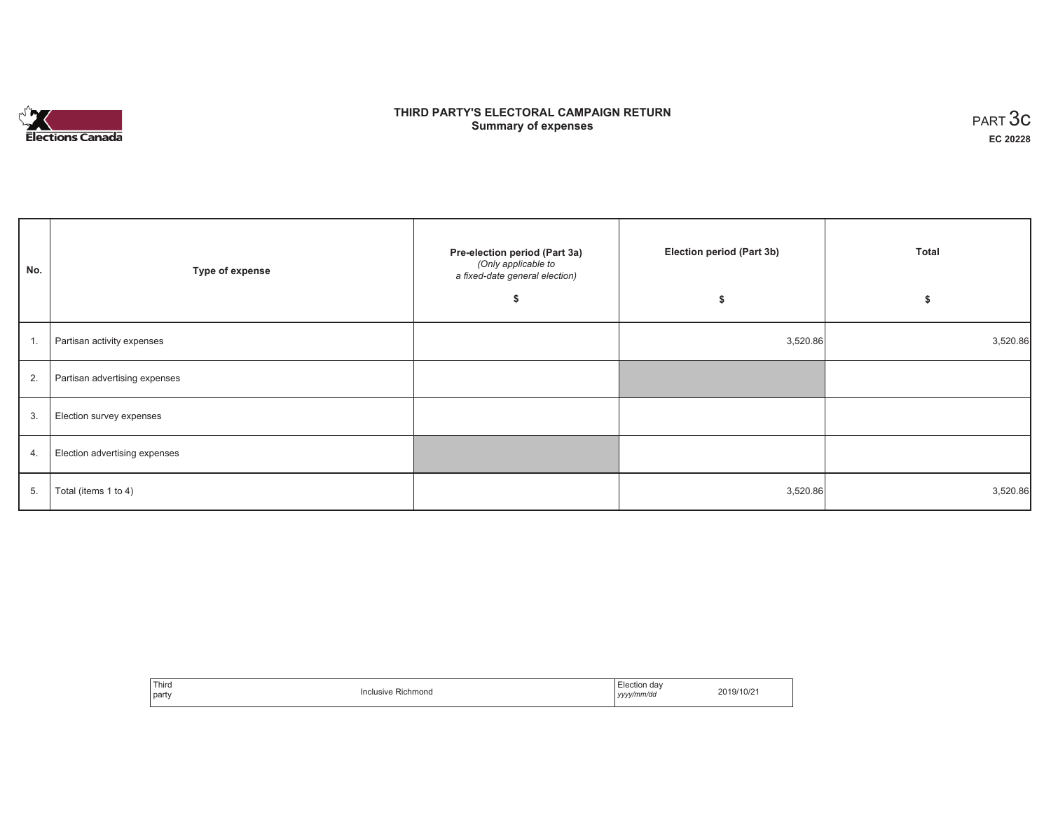# THIRD PARTY'S ELECTORAL CAMPAIGN RETURN
## Summary of expenses

PART 3c
**EC 20228**

| No. | Type of expense | Pre-election period (Part 3a) *(Only applicable to a fixed-date general election)* $ | Election period (Part 3b) $ | Total $ |
|---|---|---|---|---|
| 1. | Partisan activity expenses | | 3,520.86 | 3,520.86 |
| 2. | Partisan advertising expenses | | | |
| 3. | Election survey expenses | | | |
| 4. | Election advertising expenses | | | |
| 5. | Total (items 1 to 4) | | 3,520.86 | 3,520.86 |

| Third party | Inclusive Richmond | Election day *yyyy/mm/dd* | 2019/10/21 |
|---|---|---|---|